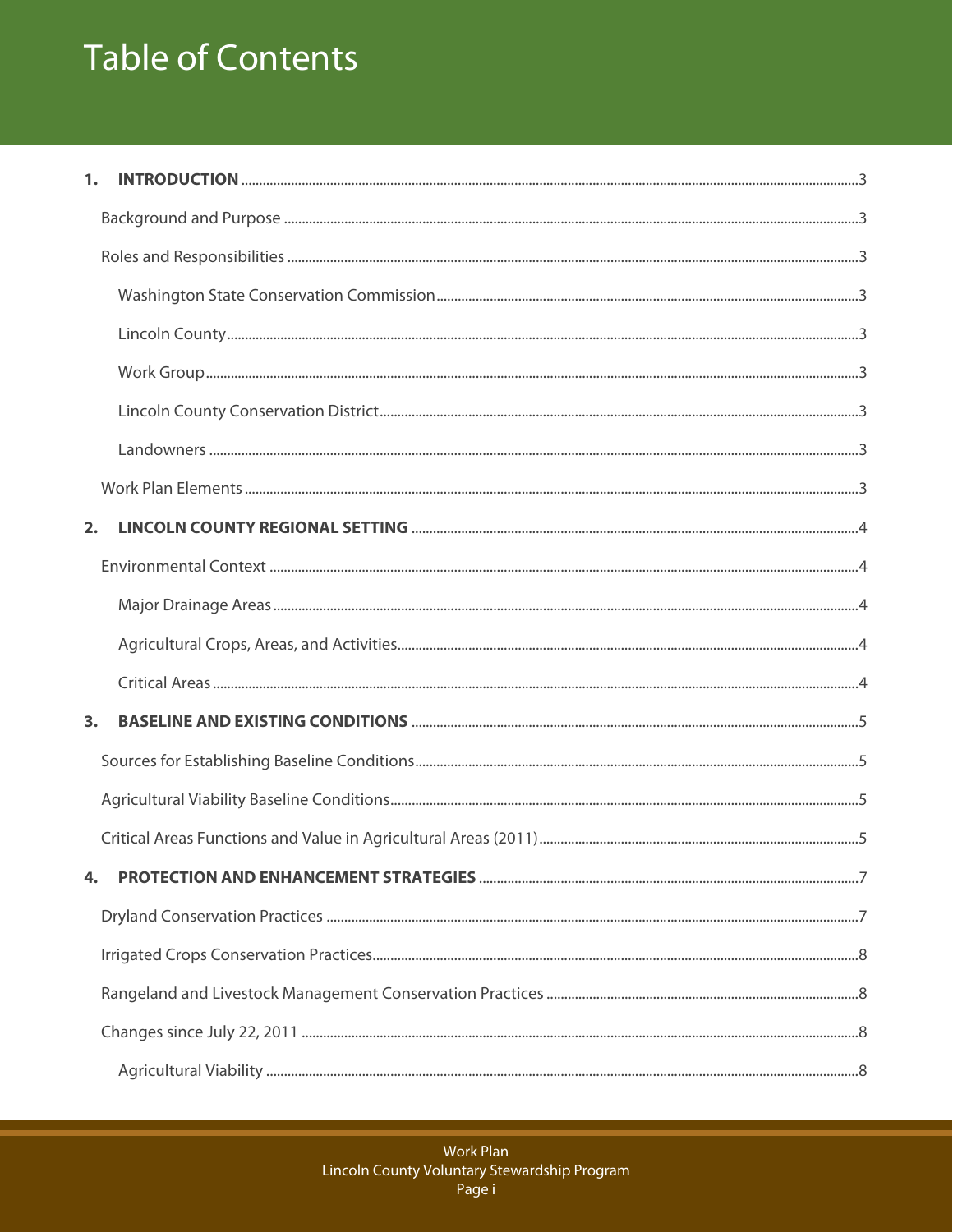# Table of Contents

**1. INTRODUCTION** ... 3

- Background and Purpose ... 3
- Roles and Responsibilities ... 3
  - Washington State Conservation Commission ... 3
  - Lincoln County ... 3
  - Work Group ... 3
  - Lincoln County Conservation District ... 3
  - Landowners ... 3
- Work Plan Elements ... 3

**2. LINCOLN COUNTY REGIONAL SETTING** ... 4

- Environmental Context ... 4
  - Major Drainage Areas ... 4
  - Agricultural Crops, Areas, and Activities ... 4
  - Critical Areas ... 4

**3. BASELINE AND EXISTING CONDITIONS** ... 5

- Sources for Establishing Baseline Conditions ... 5
- Agricultural Viability Baseline Conditions ... 5
- Critical Areas Functions and Value in Agricultural Areas (2011) ... 5

**4. PROTECTION AND ENHANCEMENT STRATEGIES** ... 7

- Dryland Conservation Practices ... 7
- Irrigated Crops Conservation Practices ... 8
- Rangeland and Livestock Management Conservation Practices ... 8
- Changes since July 22, 2011 ... 8
  - Agricultural Viability ... 8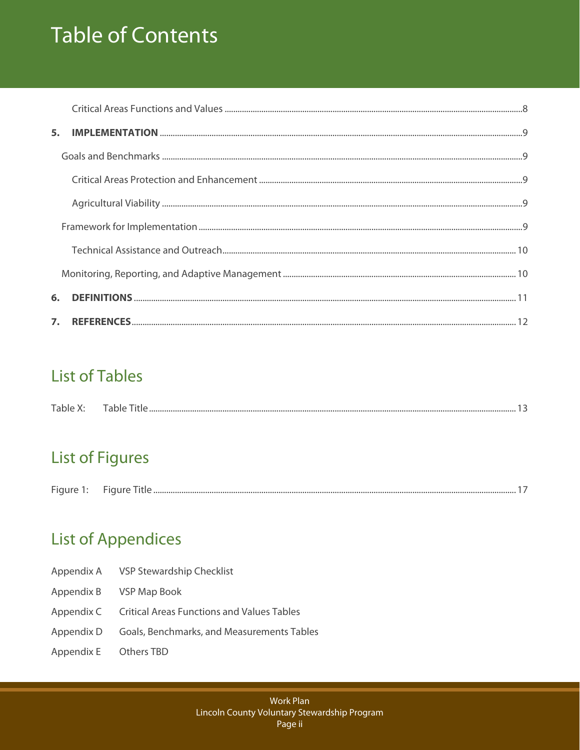# Table of Contents

Critical Areas Functions and Values ....8

**5. IMPLEMENTATION** ....9

Goals and Benchmarks ....9

Critical Areas Protection and Enhancement ....9

Agricultural Viability ....9

Framework for Implementation ....9

Technical Assistance and Outreach....10

Monitoring, Reporting, and Adaptive Management ....10

**6. DEFINITIONS** ....11

**7. REFERENCES** ....12

## List of Tables

Table X: Table Title ....13

## List of Figures

Figure 1: Figure Title ....17

## List of Appendices

Appendix A VSP Stewardship Checklist

Appendix B VSP Map Book

Appendix C Critical Areas Functions and Values Tables

Appendix D Goals, Benchmarks, and Measurements Tables

Appendix E Others TBD